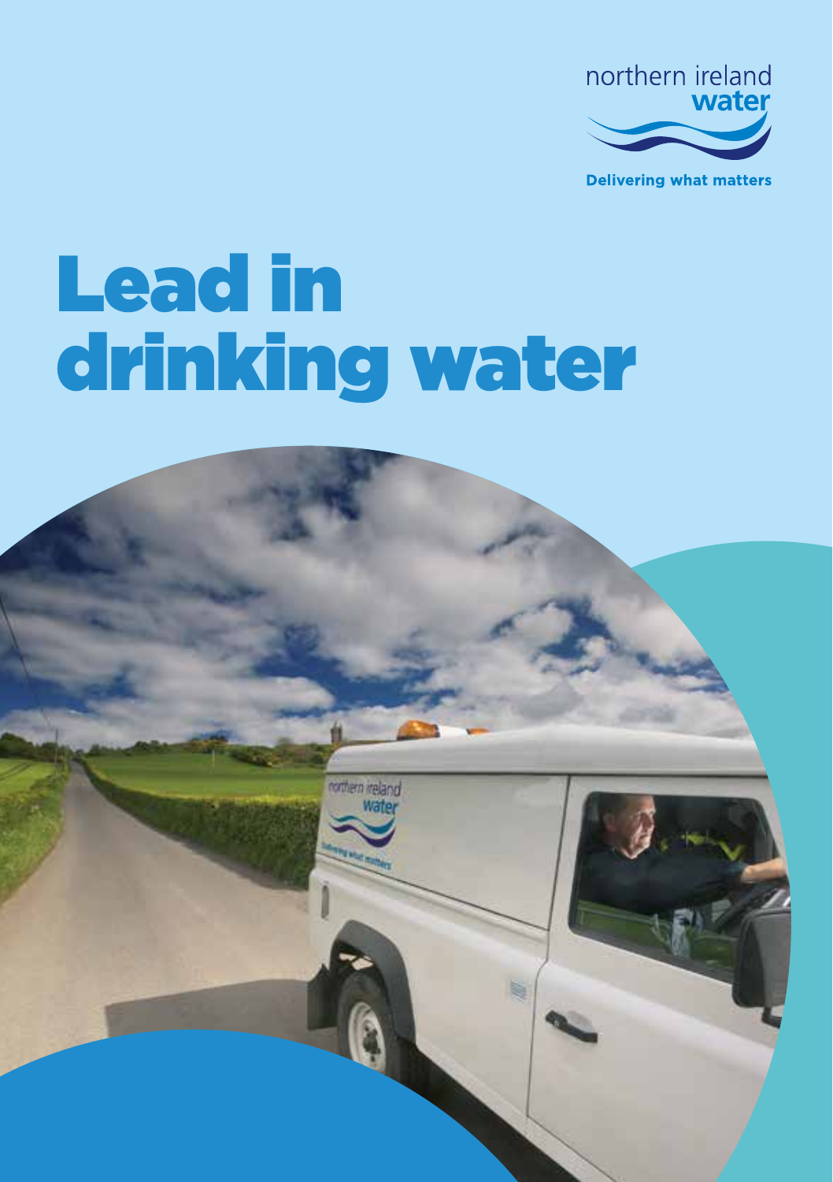northern ireland **water**

**Delivering what matters**

# Lead in drinking water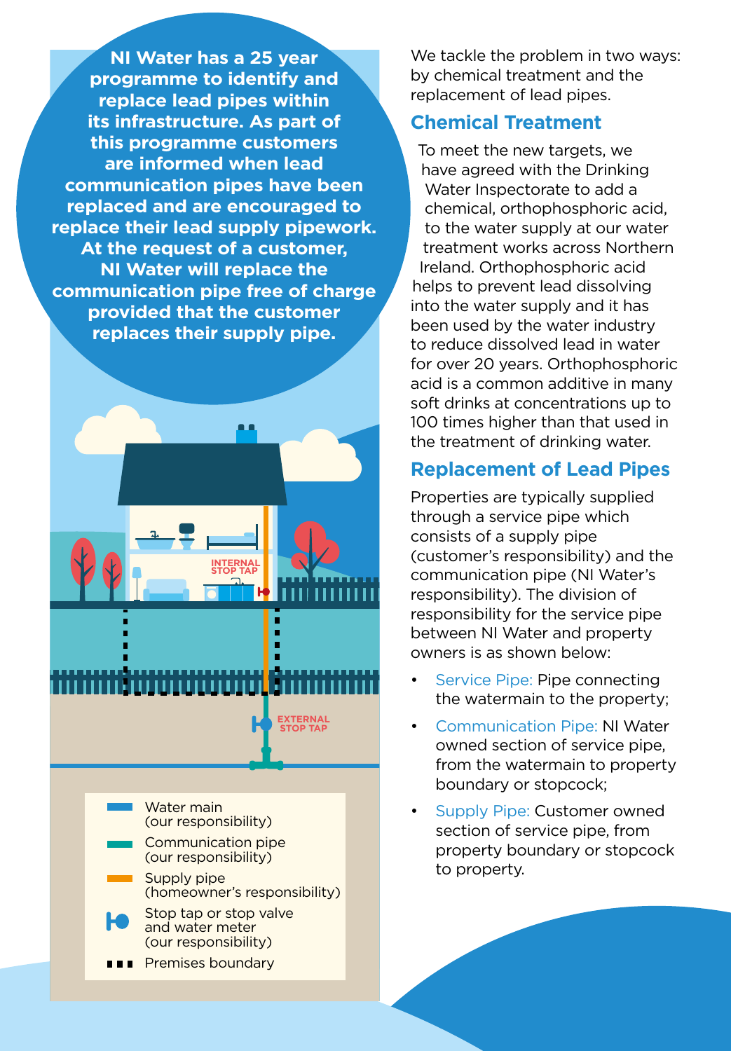**NI Water has a 25 year programme to identify and replace lead pipes within its infrastructure. As part of this programme customers are informed when lead communication pipes have been replaced and are encouraged to replace their lead supply pipework. At the request of a customer, NI Water will replace the communication pipe free of charge provided that the customer replaces their supply pipe.**

INTERNAL STOP TAP

EXTERNAL STOP TAP

- Water main (our responsibility)
- Communication pipe (our responsibility)
- Supply pipe (homeowner's responsibility)
- Stop tap or stop valve and water meter (our responsibility)
- Premises boundary

We tackle the problem in two ways: by chemical treatment and the replacement of lead pipes.

## Chemical Treatment

To meet the new targets, we have agreed with the Drinking Water Inspectorate to add a chemical, orthophosphoric acid, to the water supply at our water treatment works across Northern Ireland. Orthophosphoric acid helps to prevent lead dissolving into the water supply and it has been used by the water industry to reduce dissolved lead in water for over 20 years. Orthophosphoric acid is a common additive in many soft drinks at concentrations up to 100 times higher than that used in the treatment of drinking water.

## Replacement of Lead Pipes

Properties are typically supplied through a service pipe which consists of a supply pipe (customer's responsibility) and the communication pipe (NI Water's responsibility). The division of responsibility for the service pipe between NI Water and property owners is as shown below:

- Service Pipe: Pipe connecting the watermain to the property;
- Communication Pipe: NI Water owned section of service pipe, from the watermain to property boundary or stopcock;
- Supply Pipe: Customer owned section of service pipe, from property boundary or stopcock to property.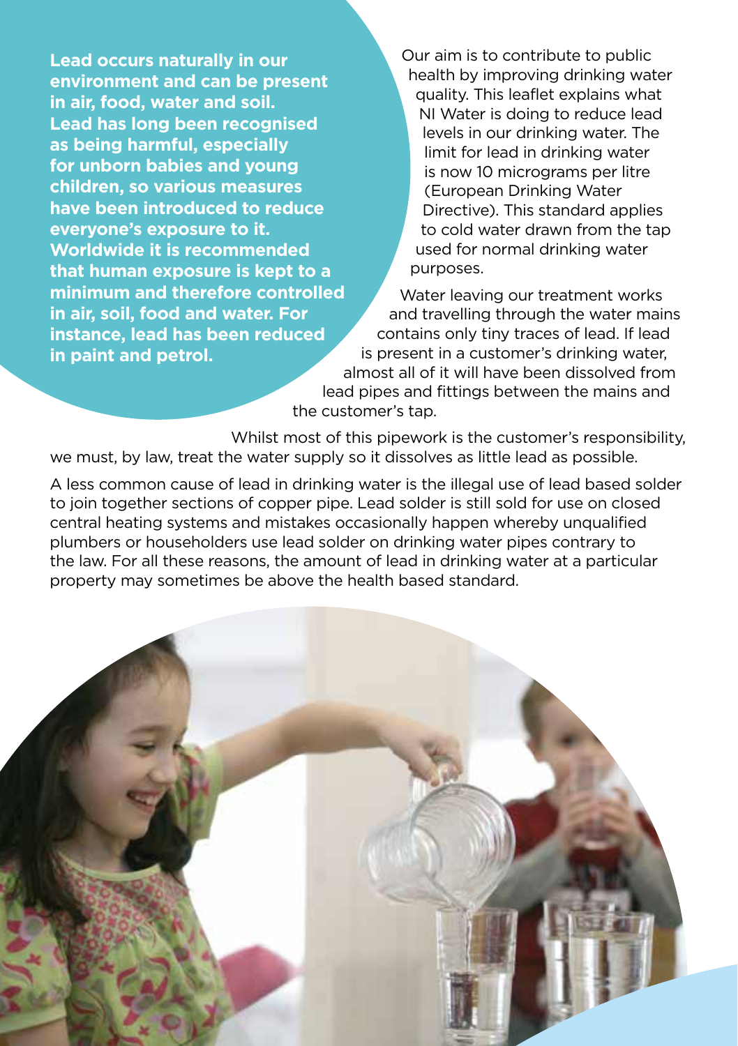**Lead occurs naturally in our environment and can be present in air, food, water and soil. Lead has long been recognised as being harmful, especially for unborn babies and young children, so various measures have been introduced to reduce everyone's exposure to it. Worldwide it is recommended that human exposure is kept to a minimum and therefore controlled in air, soil, food and water. For instance, lead has been reduced in paint and petrol.**

Our aim is to contribute to public health by improving drinking water quality. This leaflet explains what NI Water is doing to reduce lead levels in our drinking water. The limit for lead in drinking water is now 10 micrograms per litre (European Drinking Water Directive). This standard applies to cold water drawn from the tap used for normal drinking water purposes.

Water leaving our treatment works and travelling through the water mains contains only tiny traces of lead. If lead is present in a customer's drinking water, almost all of it will have been dissolved from lead pipes and fittings between the mains and the customer's tap.

Whilst most of this pipework is the customer's responsibility, we must, by law, treat the water supply so it dissolves as little lead as possible.

A less common cause of lead in drinking water is the illegal use of lead based solder to join together sections of copper pipe. Lead solder is still sold for use on closed central heating systems and mistakes occasionally happen whereby unqualified plumbers or householders use lead solder on drinking water pipes contrary to the law. For all these reasons, the amount of lead in drinking water at a particular property may sometimes be above the health based standard.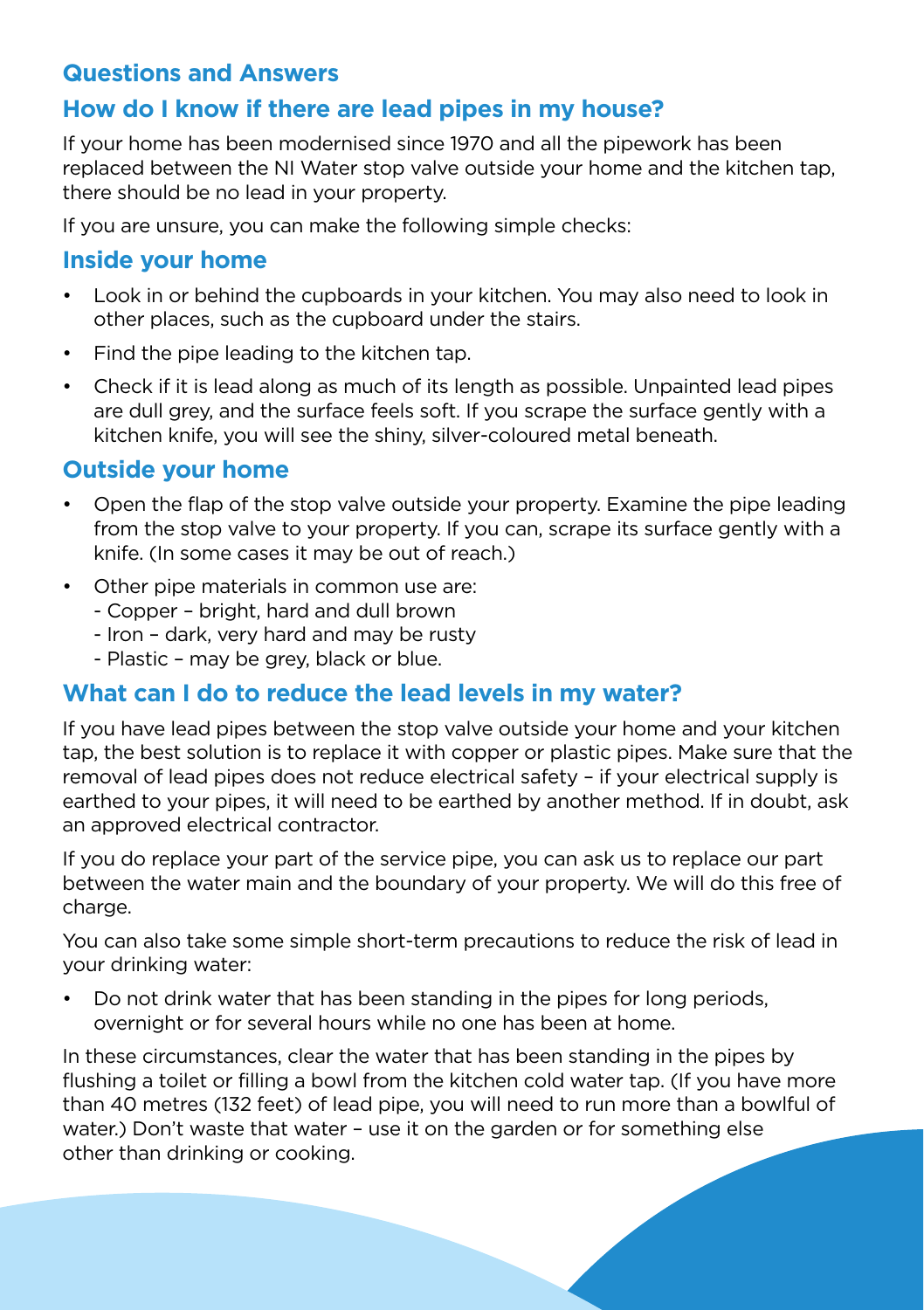## Questions and Answers

### How do I know if there are lead pipes in my house?

If your home has been modernised since 1970 and all the pipework has been replaced between the NI Water stop valve outside your home and the kitchen tap, there should be no lead in your property.

If you are unsure, you can make the following simple checks:

### Inside your home

- Look in or behind the cupboards in your kitchen. You may also need to look in other places, such as the cupboard under the stairs.
- Find the pipe leading to the kitchen tap.
- Check if it is lead along as much of its length as possible. Unpainted lead pipes are dull grey, and the surface feels soft. If you scrape the surface gently with a kitchen knife, you will see the shiny, silver-coloured metal beneath.

### Outside your home

- Open the flap of the stop valve outside your property. Examine the pipe leading from the stop valve to your property. If you can, scrape its surface gently with a knife. (In some cases it may be out of reach.)
- Other pipe materials in common use are:
  - Copper – bright, hard and dull brown
  - Iron – dark, very hard and may be rusty
  - Plastic – may be grey, black or blue.

### What can I do to reduce the lead levels in my water?

If you have lead pipes between the stop valve outside your home and your kitchen tap, the best solution is to replace it with copper or plastic pipes. Make sure that the removal of lead pipes does not reduce electrical safety – if your electrical supply is earthed to your pipes, it will need to be earthed by another method. If in doubt, ask an approved electrical contractor.

If you do replace your part of the service pipe, you can ask us to replace our part between the water main and the boundary of your property. We will do this free of charge.

You can also take some simple short-term precautions to reduce the risk of lead in your drinking water:

- Do not drink water that has been standing in the pipes for long periods, overnight or for several hours while no one has been at home.

In these circumstances, clear the water that has been standing in the pipes by flushing a toilet or filling a bowl from the kitchen cold water tap. (If you have more than 40 metres (132 feet) of lead pipe, you will need to run more than a bowlful of water.) Don't waste that water – use it on the garden or for something else other than drinking or cooking.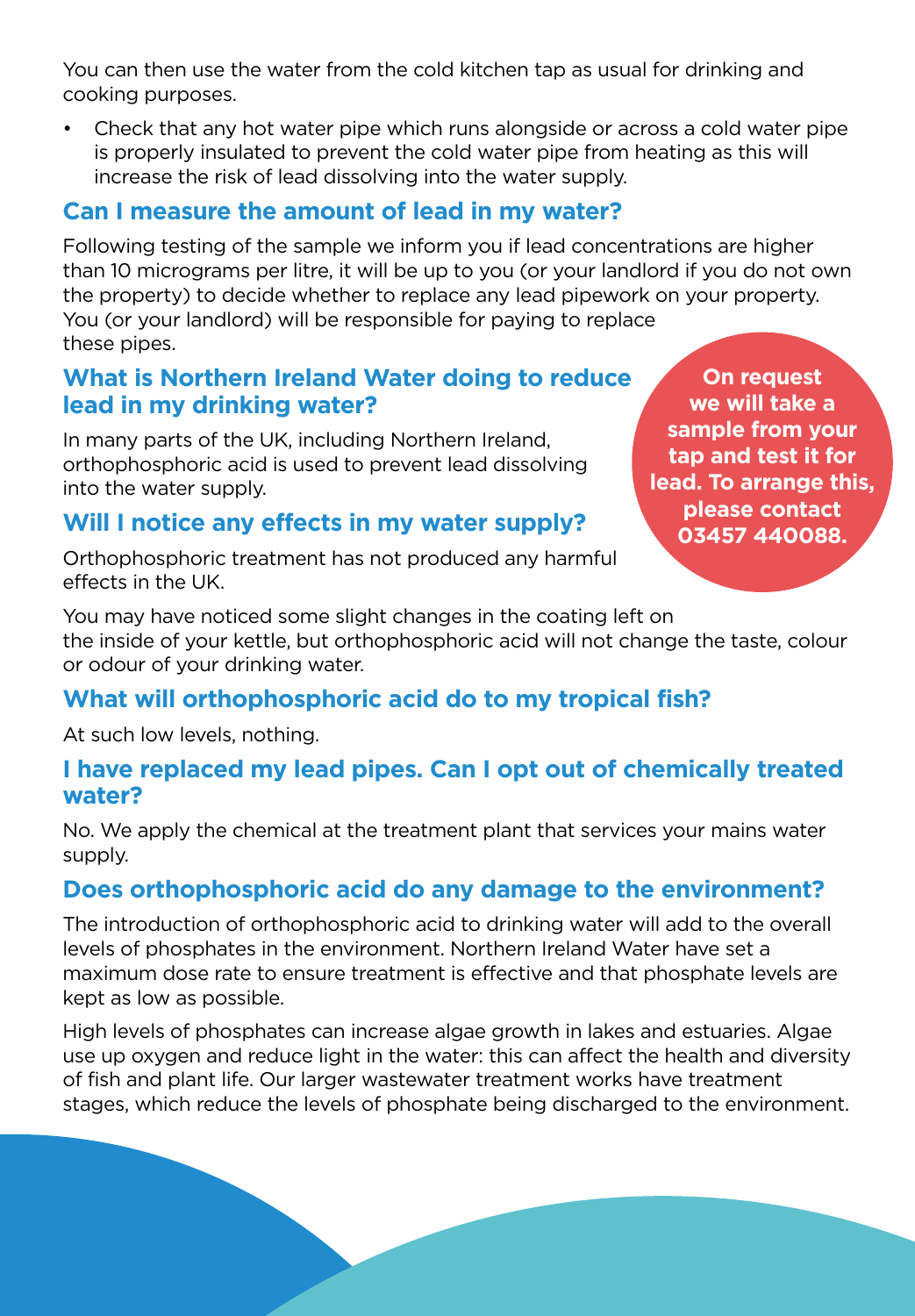You can then use the water from the cold kitchen tap as usual for drinking and cooking purposes.

- Check that any hot water pipe which runs alongside or across a cold water pipe is properly insulated to prevent the cold water pipe from heating as this will increase the risk of lead dissolving into the water supply.

## Can I measure the amount of lead in my water?

Following testing of the sample we inform you if lead concentrations are higher than 10 micrograms per litre, it will be up to you (or your landlord if you do not own the property) to decide whether to replace any lead pipework on your property. You (or your landlord) will be responsible for paying to replace these pipes.

**On request we will take a sample from your tap and test it for lead. To arrange this, please contact 03457 440088.**

## What is Northern Ireland Water doing to reduce lead in my drinking water?

In many parts of the UK, including Northern Ireland, orthophosphoric acid is used to prevent lead dissolving into the water supply.

## Will I notice any effects in my water supply?

Orthophosphoric treatment has not produced any harmful effects in the UK.

You may have noticed some slight changes in the coating left on the inside of your kettle, but orthophosphoric acid will not change the taste, colour or odour of your drinking water.

## What will orthophosphoric acid do to my tropical fish?

At such low levels, nothing.

## I have replaced my lead pipes. Can I opt out of chemically treated water?

No. We apply the chemical at the treatment plant that services your mains water supply.

## Does orthophosphoric acid do any damage to the environment?

The introduction of orthophosphoric acid to drinking water will add to the overall levels of phosphates in the environment. Northern Ireland Water have set a maximum dose rate to ensure treatment is effective and that phosphate levels are kept as low as possible.

High levels of phosphates can increase algae growth in lakes and estuaries. Algae use up oxygen and reduce light in the water: this can affect the health and diversity of fish and plant life. Our larger wastewater treatment works have treatment stages, which reduce the levels of phosphate being discharged to the environment.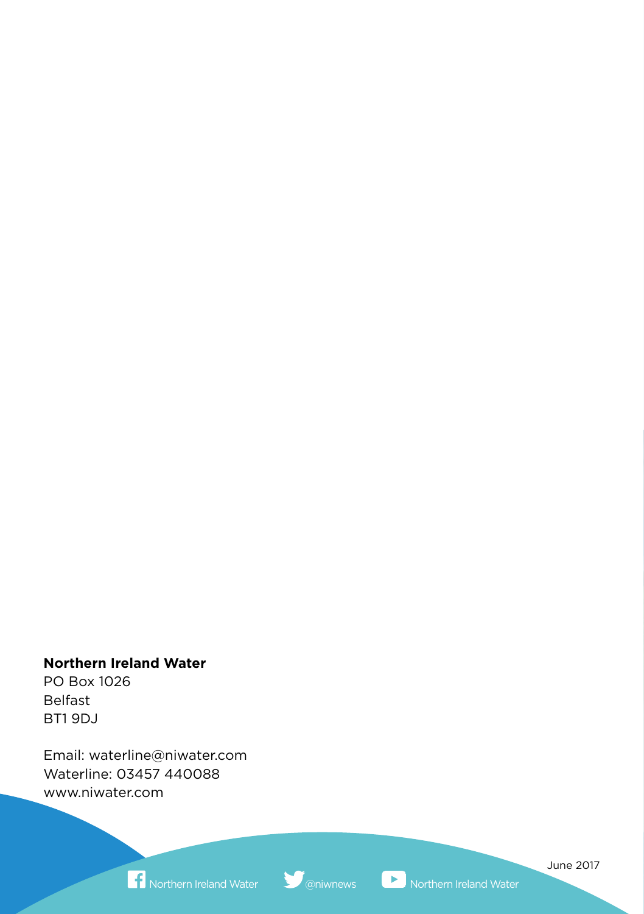**Northern Ireland Water**
PO Box 1026
Belfast
BT1 9DJ

Email: waterline@niwater.com
Waterline: 03457 440088
www.niwater.com

Northern Ireland Water

@niwnews

Northern Ireland Water

June 2017